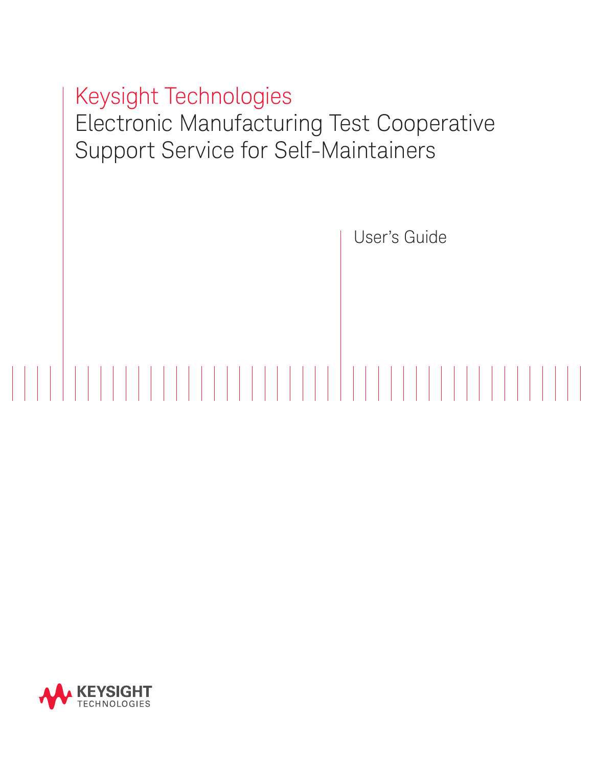# Keysight Technologies

# Electronic Manufacturing Test Cooperative Support Service for Self-Maintainers

User's Guide

KEYSIGHT TECHNOLOGIES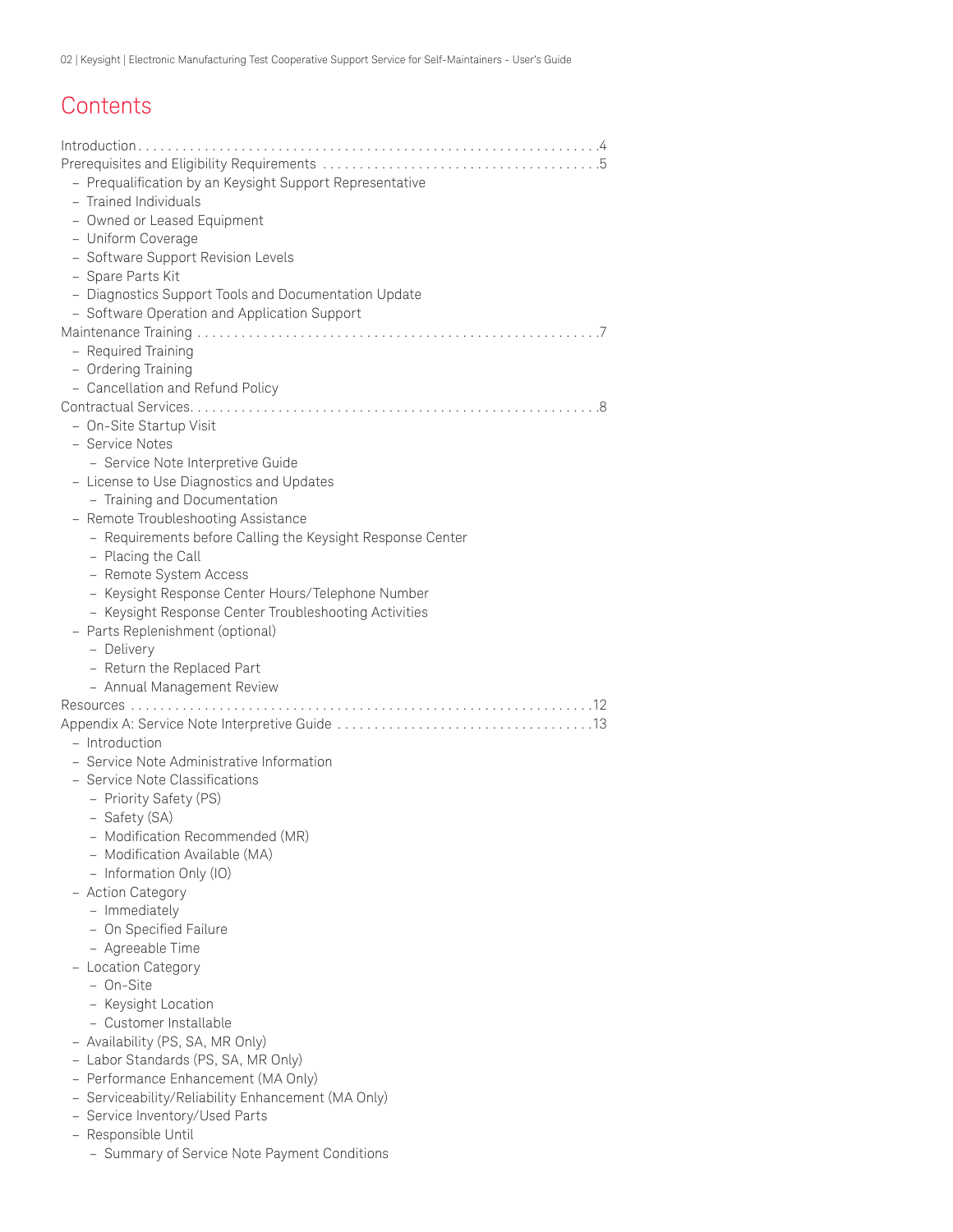# Contents

Introduction . . . . . . . . . . . . . . . . . . . . . . . . . . . . . . . . . . . . . . . . . . . . . . . . . . . . . . . . . . . . . . . 4

Prerequisites and Eligibility Requirements . . . . . . . . . . . . . . . . . . . . . . . . . . . . . . . . . . . . . . 5

- Prequalification by an Keysight Support Representative
- Trained Individuals
- Owned or Leased Equipment
- Uniform Coverage
- Software Support Revision Levels
- Spare Parts Kit
- Diagnostics Support Tools and Documentation Update
- Software Operation and Application Support

Maintenance Training . . . . . . . . . . . . . . . . . . . . . . . . . . . . . . . . . . . . . . . . . . . . . . . . . . . . . 7

- Required Training
- Ordering Training
- Cancellation and Refund Policy

Contractual Services. . . . . . . . . . . . . . . . . . . . . . . . . . . . . . . . . . . . . . . . . . . . . . . . . . . . . . 8

- On-Site Startup Visit
- Service Notes
  - Service Note Interpretive Guide
- License to Use Diagnostics and Updates
  - Training and Documentation
- Remote Troubleshooting Assistance
  - Requirements before Calling the Keysight Response Center
  - Placing the Call
  - Remote System Access
  - Keysight Response Center Hours/Telephone Number
  - Keysight Response Center Troubleshooting Activities
- Parts Replenishment (optional)
  - Delivery
  - Return the Replaced Part
  - Annual Management Review

Resources . . . . . . . . . . . . . . . . . . . . . . . . . . . . . . . . . . . . . . . . . . . . . . . . . . . . . . . . . . . . 12

Appendix A: Service Note Interpretive Guide . . . . . . . . . . . . . . . . . . . . . . . . . . . . . . . . . . 13

- Introduction
- Service Note Administrative Information
- Service Note Classifications
  - Priority Safety (PS)
  - Safety (SA)
  - Modification Recommended (MR)
  - Modification Available (MA)
  - Information Only (IO)
- Action Category
  - Immediately
  - On Specified Failure
  - Agreeable Time
- Location Category
  - On-Site
  - Keysight Location
  - Customer Installable
- Availability (PS, SA, MR Only)
- Labor Standards (PS, SA, MR Only)
- Performance Enhancement (MA Only)
- Serviceability/Reliability Enhancement (MA Only)
- Service Inventory/Used Parts
- Responsible Until
  - Summary of Service Note Payment Conditions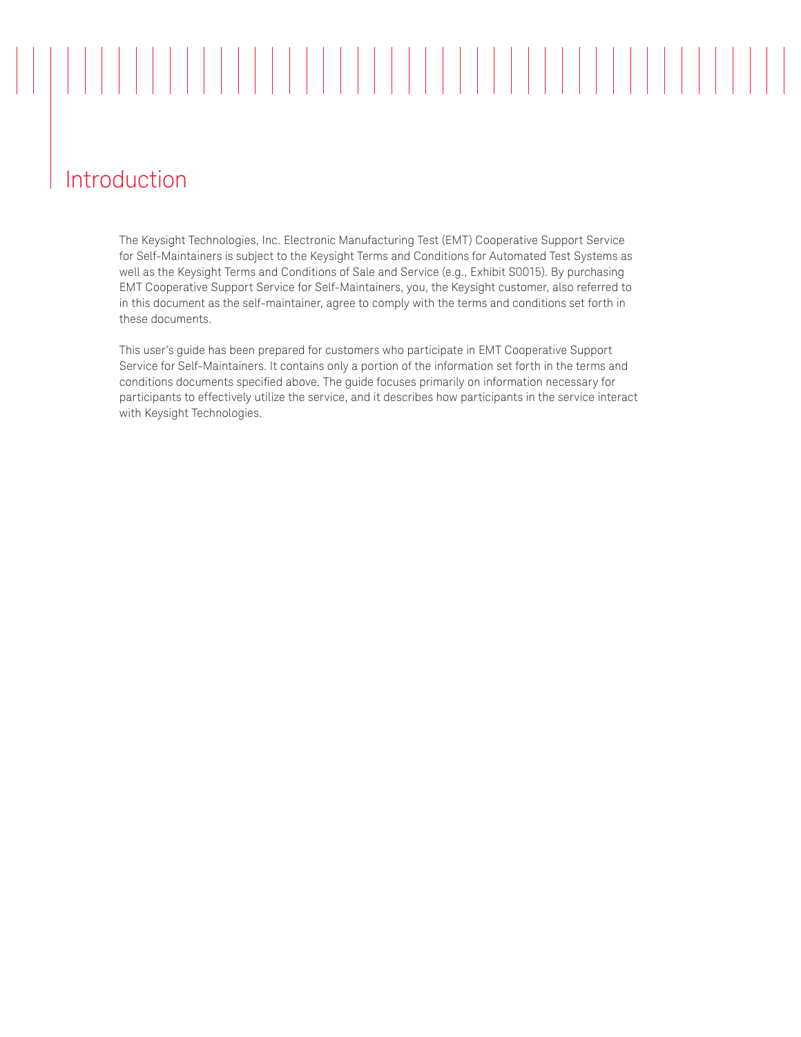# Introduction

The Keysight Technologies, Inc. Electronic Manufacturing Test (EMT) Cooperative Support Service for Self-Maintainers is subject to the Keysight Terms and Conditions for Automated Test Systems as well as the Keysight Terms and Conditions of Sale and Service (e.g., Exhibit S0015). By purchasing EMT Cooperative Support Service for Self-Maintainers, you, the Keysight customer, also referred to in this document as the self-maintainer, agree to comply with the terms and conditions set forth in these documents.

This user's guide has been prepared for customers who participate in EMT Cooperative Support Service for Self-Maintainers. It contains only a portion of the information set forth in the terms and conditions documents specified above. The guide focuses primarily on information necessary for participants to effectively utilize the service, and it describes how participants in the service interact with Keysight Technologies.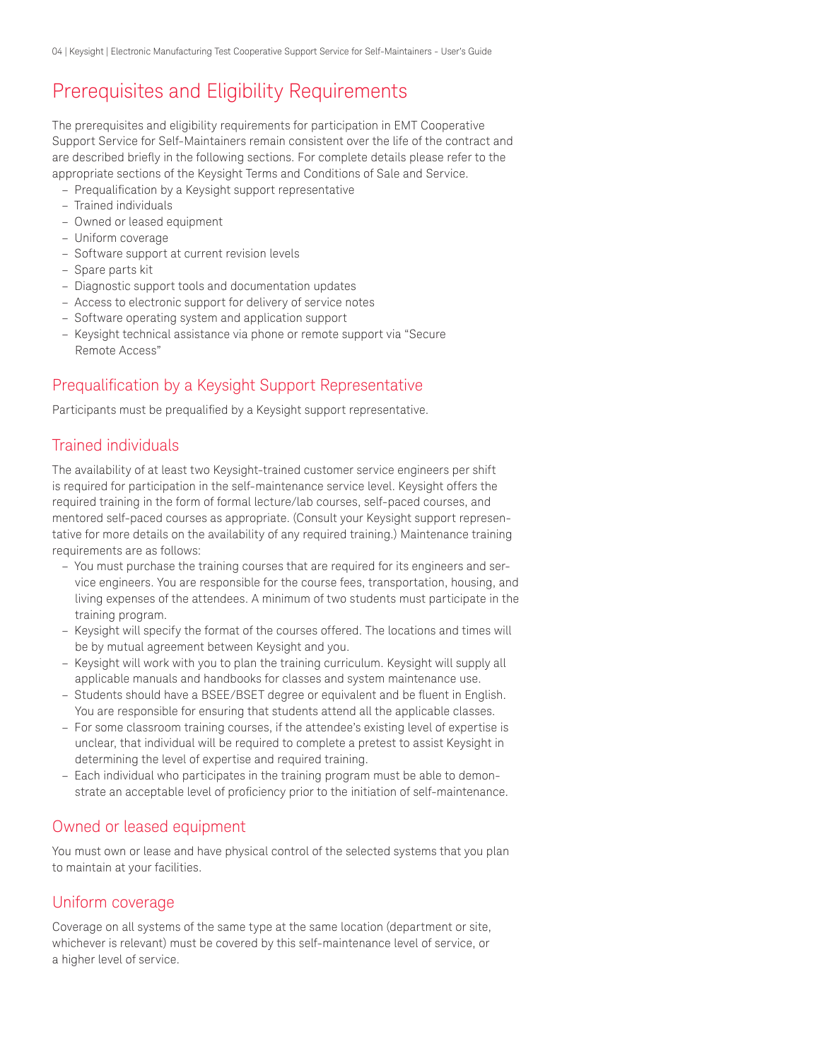# Prerequisites and Eligibility Requirements

The prerequisites and eligibility requirements for participation in EMT Cooperative Support Service for Self-Maintainers remain consistent over the life of the contract and are described briefly in the following sections. For complete details please refer to the appropriate sections of the Keysight Terms and Conditions of Sale and Service.

- Prequalification by a Keysight support representative
- Trained individuals
- Owned or leased equipment
- Uniform coverage
- Software support at current revision levels
- Spare parts kit
- Diagnostic support tools and documentation updates
- Access to electronic support for delivery of service notes
- Software operating system and application support
- Keysight technical assistance via phone or remote support via "Secure Remote Access"

## Prequalification by a Keysight Support Representative

Participants must be prequalified by a Keysight support representative.

## Trained individuals

The availability of at least two Keysight-trained customer service engineers per shift is required for participation in the self-maintenance service level. Keysight offers the required training in the form of formal lecture/lab courses, self-paced courses, and mentored self-paced courses as appropriate. (Consult your Keysight support representative for more details on the availability of any required training.) Maintenance training requirements are as follows:

- You must purchase the training courses that are required for its engineers and service engineers. You are responsible for the course fees, transportation, housing, and living expenses of the attendees. A minimum of two students must participate in the training program.
- Keysight will specify the format of the courses offered. The locations and times will be by mutual agreement between Keysight and you.
- Keysight will work with you to plan the training curriculum. Keysight will supply all applicable manuals and handbooks for classes and system maintenance use.
- Students should have a BSEE/BSET degree or equivalent and be fluent in English. You are responsible for ensuring that students attend all the applicable classes.
- For some classroom training courses, if the attendee's existing level of expertise is unclear, that individual will be required to complete a pretest to assist Keysight in determining the level of expertise and required training.
- Each individual who participates in the training program must be able to demonstrate an acceptable level of proficiency prior to the initiation of self-maintenance.

## Owned or leased equipment

You must own or lease and have physical control of the selected systems that you plan to maintain at your facilities.

## Uniform coverage

Coverage on all systems of the same type at the same location (department or site, whichever is relevant) must be covered by this self-maintenance level of service, or a higher level of service.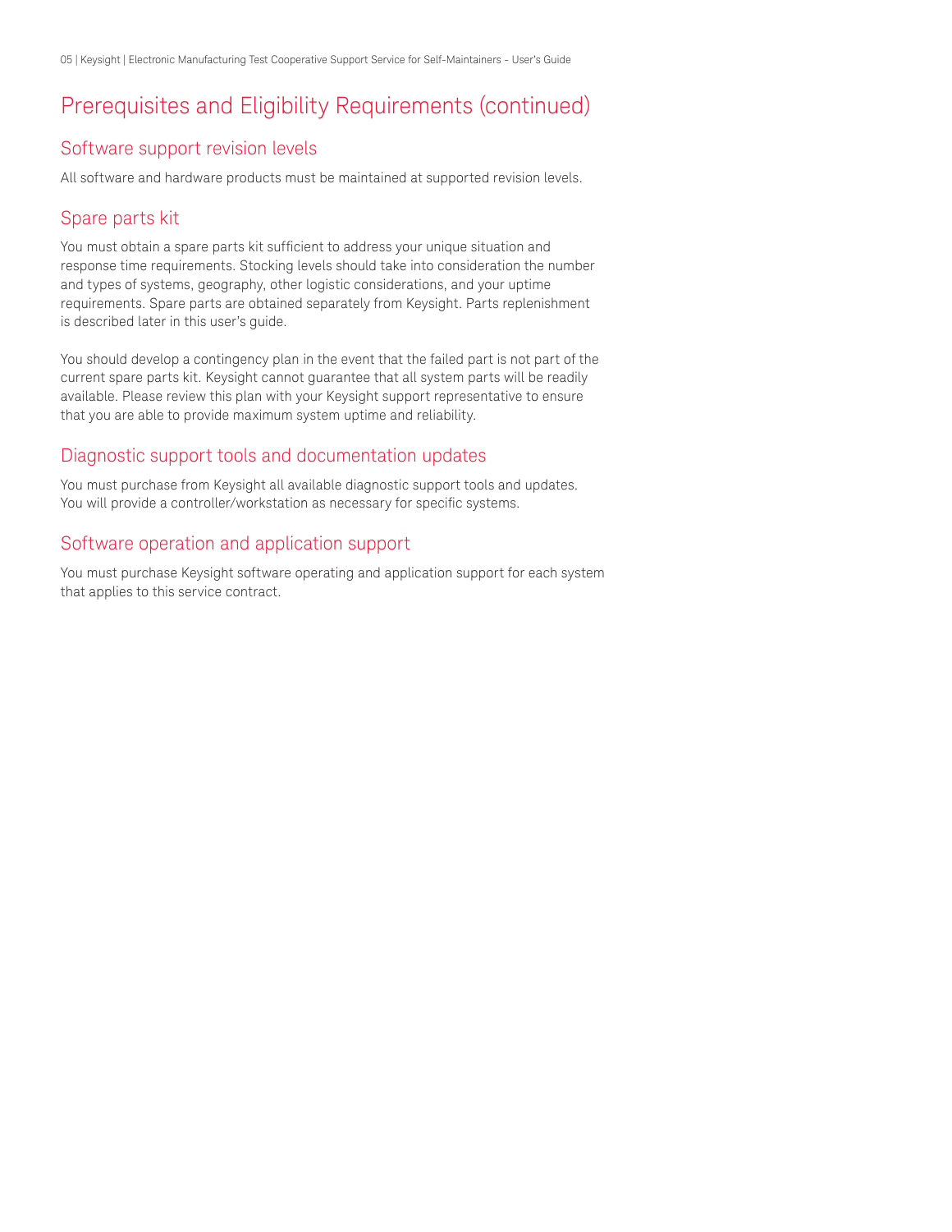# Prerequisites and Eligibility Requirements (continued)

## Software support revision levels

All software and hardware products must be maintained at supported revision levels.

## Spare parts kit

You must obtain a spare parts kit sufficient to address your unique situation and response time requirements. Stocking levels should take into consideration the number and types of systems, geography, other logistic considerations, and your uptime requirements. Spare parts are obtained separately from Keysight. Parts replenishment is described later in this user's guide.

You should develop a contingency plan in the event that the failed part is not part of the current spare parts kit. Keysight cannot guarantee that all system parts will be readily available. Please review this plan with your Keysight support representative to ensure that you are able to provide maximum system uptime and reliability.

## Diagnostic support tools and documentation updates

You must purchase from Keysight all available diagnostic support tools and updates. You will provide a controller/workstation as necessary for specific systems.

## Software operation and application support

You must purchase Keysight software operating and application support for each system that applies to this service contract.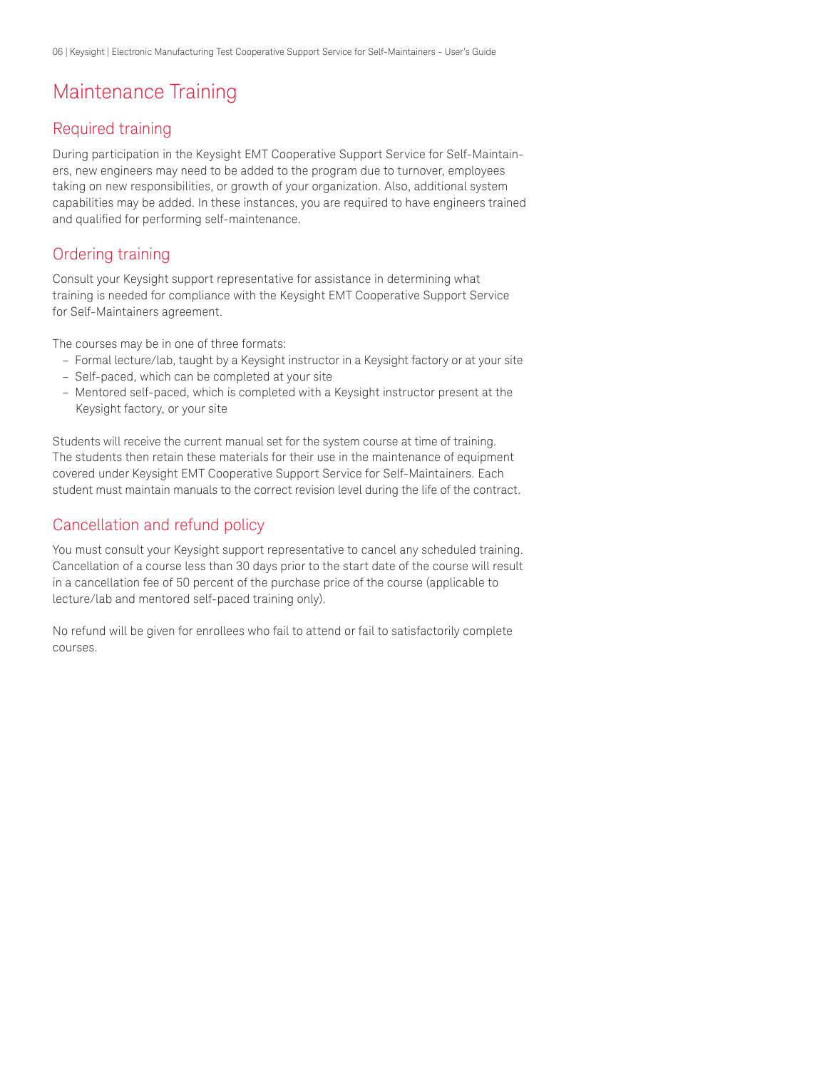# Maintenance Training

## Required training

During participation in the Keysight EMT Cooperative Support Service for Self-Maintainers, new engineers may need to be added to the program due to turnover, employees taking on new responsibilities, or growth of your organization. Also, additional system capabilities may be added. In these instances, you are required to have engineers trained and qualified for performing self-maintenance.

## Ordering training

Consult your Keysight support representative for assistance in determining what training is needed for compliance with the Keysight EMT Cooperative Support Service for Self-Maintainers agreement.

The courses may be in one of three formats:

- Formal lecture/lab, taught by a Keysight instructor in a Keysight factory or at your site
- Self-paced, which can be completed at your site
- Mentored self-paced, which is completed with a Keysight instructor present at the Keysight factory, or your site

Students will receive the current manual set for the system course at time of training. The students then retain these materials for their use in the maintenance of equipment covered under Keysight EMT Cooperative Support Service for Self-Maintainers. Each student must maintain manuals to the correct revision level during the life of the contract.

## Cancellation and refund policy

You must consult your Keysight support representative to cancel any scheduled training. Cancellation of a course less than 30 days prior to the start date of the course will result in a cancellation fee of 50 percent of the purchase price of the course (applicable to lecture/lab and mentored self-paced training only).

No refund will be given for enrollees who fail to attend or fail to satisfactorily complete courses.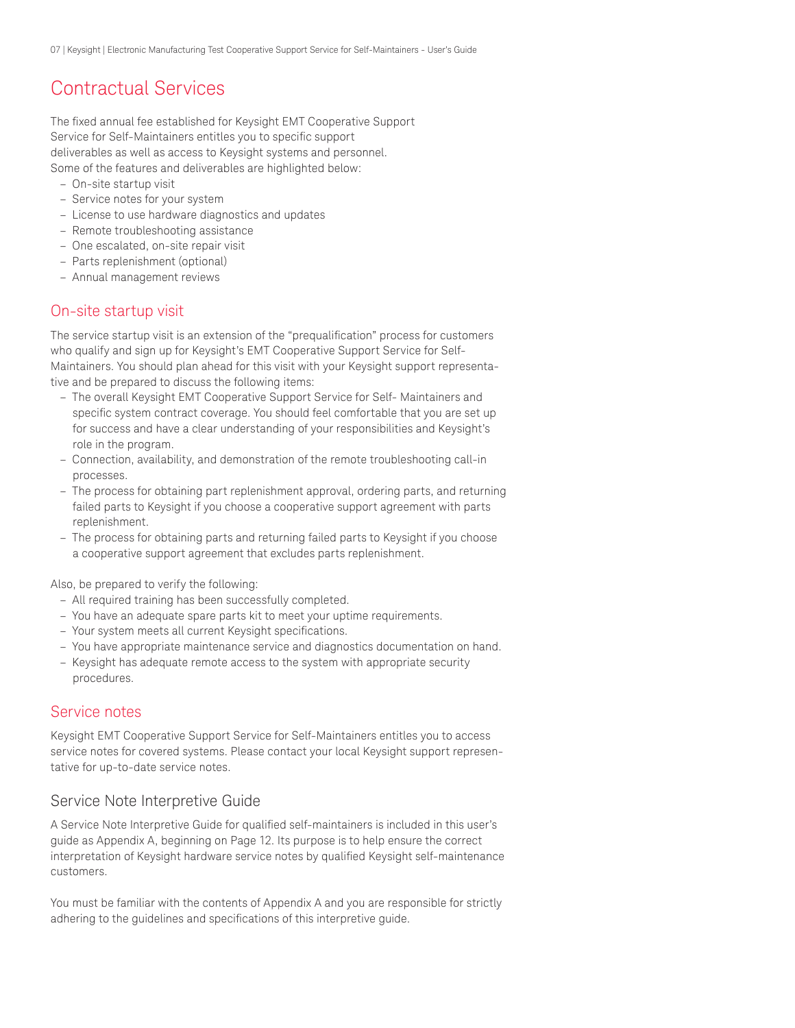# Contractual Services

The fixed annual fee established for Keysight EMT Cooperative Support Service for Self-Maintainers entitles you to specific support deliverables as well as access to Keysight systems and personnel. Some of the features and deliverables are highlighted below:

- On-site startup visit
- Service notes for your system
- License to use hardware diagnostics and updates
- Remote troubleshooting assistance
- One escalated, on-site repair visit
- Parts replenishment (optional)
- Annual management reviews

## On-site startup visit

The service startup visit is an extension of the "prequalification" process for customers who qualify and sign up for Keysight's EMT Cooperative Support Service for Self-Maintainers. You should plan ahead for this visit with your Keysight support representative and be prepared to discuss the following items:

- The overall Keysight EMT Cooperative Support Service for Self- Maintainers and specific system contract coverage. You should feel comfortable that you are set up for success and have a clear understanding of your responsibilities and Keysight's role in the program.
- Connection, availability, and demonstration of the remote troubleshooting call-in processes.
- The process for obtaining part replenishment approval, ordering parts, and returning failed parts to Keysight if you choose a cooperative support agreement with parts replenishment.
- The process for obtaining parts and returning failed parts to Keysight if you choose a cooperative support agreement that excludes parts replenishment.

Also, be prepared to verify the following:

- All required training has been successfully completed.
- You have an adequate spare parts kit to meet your uptime requirements.
- Your system meets all current Keysight specifications.
- You have appropriate maintenance service and diagnostics documentation on hand.
- Keysight has adequate remote access to the system with appropriate security procedures.

## Service notes

Keysight EMT Cooperative Support Service for Self-Maintainers entitles you to access service notes for covered systems. Please contact your local Keysight support representative for up-to-date service notes.

### Service Note Interpretive Guide

A Service Note Interpretive Guide for qualified self-maintainers is included in this user's guide as Appendix A, beginning on Page 12. Its purpose is to help ensure the correct interpretation of Keysight hardware service notes by qualified Keysight self-maintenance customers.

You must be familiar with the contents of Appendix A and you are responsible for strictly adhering to the guidelines and specifications of this interpretive guide.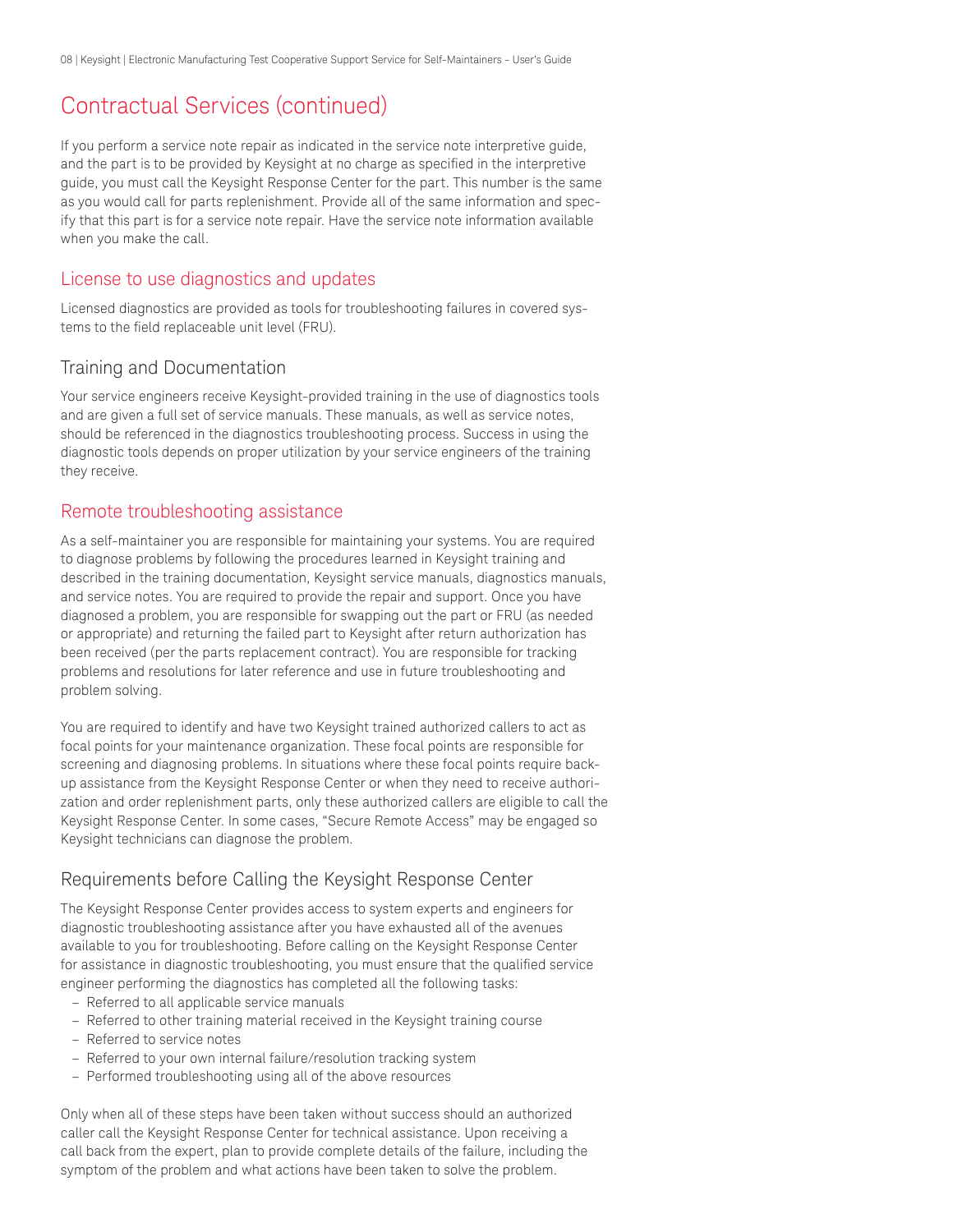# Contractual Services (continued)

If you perform a service note repair as indicated in the service note interpretive guide, and the part is to be provided by Keysight at no charge as specified in the interpretive guide, you must call the Keysight Response Center for the part. This number is the same as you would call for parts replenishment. Provide all of the same information and specify that this part is for a service note repair. Have the service note information available when you make the call.

## License to use diagnostics and updates

Licensed diagnostics are provided as tools for troubleshooting failures in covered systems to the field replaceable unit level (FRU).

## Training and Documentation

Your service engineers receive Keysight-provided training in the use of diagnostics tools and are given a full set of service manuals. These manuals, as well as service notes, should be referenced in the diagnostics troubleshooting process. Success in using the diagnostic tools depends on proper utilization by your service engineers of the training they receive.

## Remote troubleshooting assistance

As a self-maintainer you are responsible for maintaining your systems. You are required to diagnose problems by following the procedures learned in Keysight training and described in the training documentation, Keysight service manuals, diagnostics manuals, and service notes. You are required to provide the repair and support. Once you have diagnosed a problem, you are responsible for swapping out the part or FRU (as needed or appropriate) and returning the failed part to Keysight after return authorization has been received (per the parts replacement contract). You are responsible for tracking problems and resolutions for later reference and use in future troubleshooting and problem solving.

You are required to identify and have two Keysight trained authorized callers to act as focal points for your maintenance organization. These focal points are responsible for screening and diagnosing problems. In situations where these focal points require backup assistance from the Keysight Response Center or when they need to receive authorization and order replenishment parts, only these authorized callers are eligible to call the Keysight Response Center. In some cases, "Secure Remote Access" may be engaged so Keysight technicians can diagnose the problem.

## Requirements before Calling the Keysight Response Center

The Keysight Response Center provides access to system experts and engineers for diagnostic troubleshooting assistance after you have exhausted all of the avenues available to you for troubleshooting. Before calling on the Keysight Response Center for assistance in diagnostic troubleshooting, you must ensure that the qualified service engineer performing the diagnostics has completed all the following tasks:

- Referred to all applicable service manuals
- Referred to other training material received in the Keysight training course
- Referred to service notes
- Referred to your own internal failure/resolution tracking system
- Performed troubleshooting using all of the above resources

Only when all of these steps have been taken without success should an authorized caller call the Keysight Response Center for technical assistance. Upon receiving a call back from the expert, plan to provide complete details of the failure, including the symptom of the problem and what actions have been taken to solve the problem.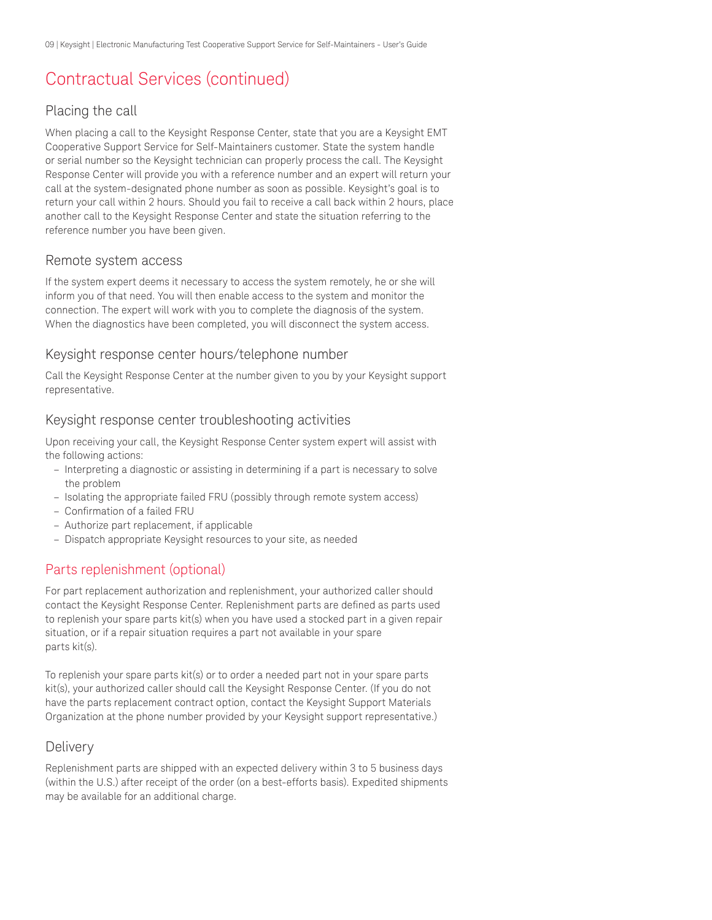## Contractual Services (continued)

### Placing the call

When placing a call to the Keysight Response Center, state that you are a Keysight EMT Cooperative Support Service for Self-Maintainers customer. State the system handle or serial number so the Keysight technician can properly process the call. The Keysight Response Center will provide you with a reference number and an expert will return your call at the system-designated phone number as soon as possible. Keysight's goal is to return your call within 2 hours. Should you fail to receive a call back within 2 hours, place another call to the Keysight Response Center and state the situation referring to the reference number you have been given.

### Remote system access

If the system expert deems it necessary to access the system remotely, he or she will inform you of that need. You will then enable access to the system and monitor the connection. The expert will work with you to complete the diagnosis of the system. When the diagnostics have been completed, you will disconnect the system access.

### Keysight response center hours/telephone number

Call the Keysight Response Center at the number given to you by your Keysight support representative.

### Keysight response center troubleshooting activities

Upon receiving your call, the Keysight Response Center system expert will assist with the following actions:

- Interpreting a diagnostic or assisting in determining if a part is necessary to solve the problem
- Isolating the appropriate failed FRU (possibly through remote system access)
- Confirmation of a failed FRU
- Authorize part replacement, if applicable
- Dispatch appropriate Keysight resources to your site, as needed

## Parts replenishment (optional)

For part replacement authorization and replenishment, your authorized caller should contact the Keysight Response Center. Replenishment parts are defined as parts used to replenish your spare parts kit(s) when you have used a stocked part in a given repair situation, or if a repair situation requires a part not available in your spare parts kit(s).

To replenish your spare parts kit(s) or to order a needed part not in your spare parts kit(s), your authorized caller should call the Keysight Response Center. (If you do not have the parts replacement contract option, contact the Keysight Support Materials Organization at the phone number provided by your Keysight support representative.)

### Delivery

Replenishment parts are shipped with an expected delivery within 3 to 5 business days (within the U.S.) after receipt of the order (on a best-efforts basis). Expedited shipments may be available for an additional charge.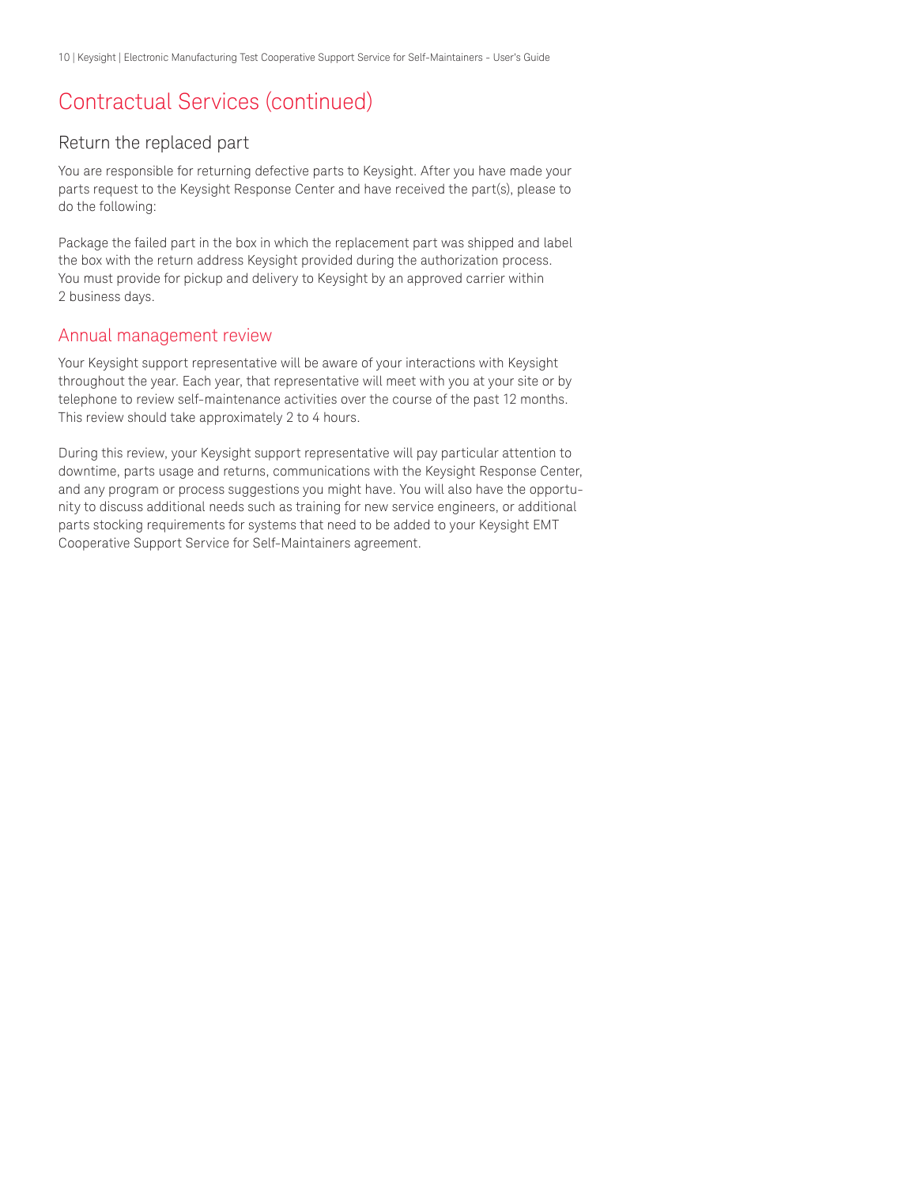# Contractual Services (continued)

## Return the replaced part

You are responsible for returning defective parts to Keysight. After you have made your parts request to the Keysight Response Center and have received the part(s), please to do the following:

Package the failed part in the box in which the replacement part was shipped and label the box with the return address Keysight provided during the authorization process. You must provide for pickup and delivery to Keysight by an approved carrier within 2 business days.

## Annual management review

Your Keysight support representative will be aware of your interactions with Keysight throughout the year. Each year, that representative will meet with you at your site or by telephone to review self-maintenance activities over the course of the past 12 months. This review should take approximately 2 to 4 hours.

During this review, your Keysight support representative will pay particular attention to downtime, parts usage and returns, communications with the Keysight Response Center, and any program or process suggestions you might have. You will also have the opportunity to discuss additional needs such as training for new service engineers, or additional parts stocking requirements for systems that need to be added to your Keysight EMT Cooperative Support Service for Self-Maintainers agreement.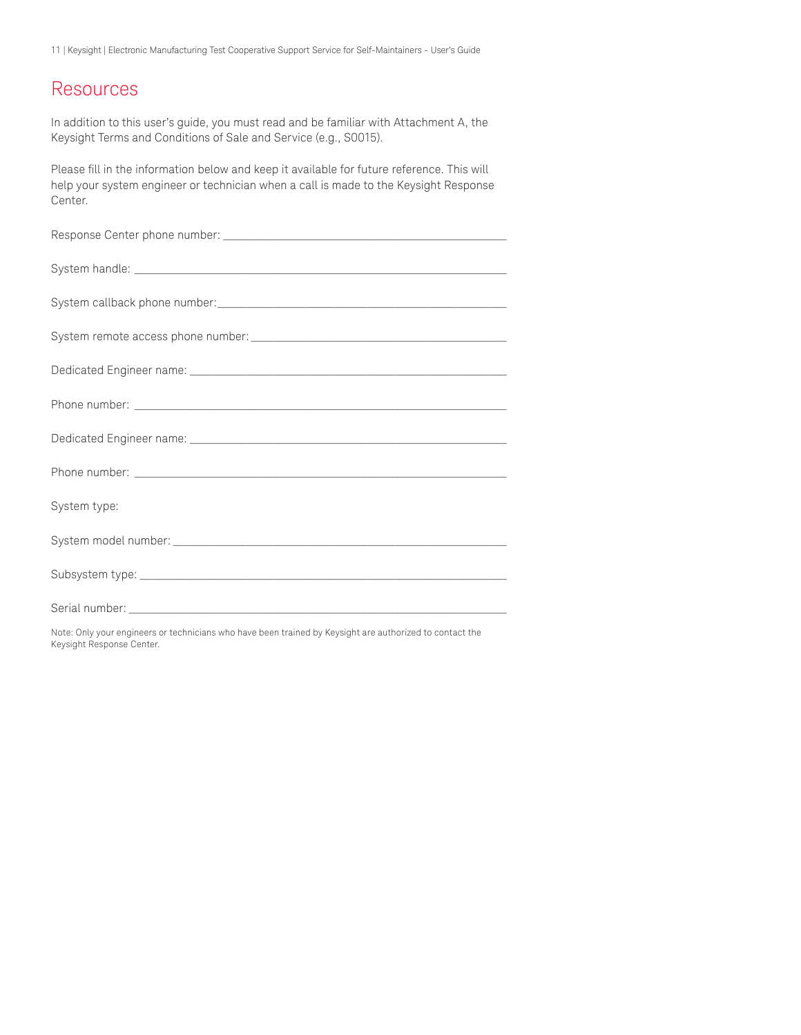# Resources

In addition to this user's guide, you must read and be familiar with Attachment A, the Keysight Terms and Conditions of Sale and Service (e.g., S0015).

Please fill in the information below and keep it available for future reference. This will help your system engineer or technician when a call is made to the Keysight Response Center.

Response Center phone number: ______________________________________________

System handle: ____________________________________________________________

System callback phone number:______________________________________________

System remote access phone number: ______________________________________

Dedicated Engineer name: __________________________________________________

Phone number: ____________________________________________________________

Dedicated Engineer name: __________________________________________________

Phone number: ____________________________________________________________

System type:

System model number: ______________________________________________________

Subsystem type: __________________________________________________________

Serial number: ____________________________________________________________

Note: Only your engineers or technicians who have been trained by Keysight are authorized to contact the Keysight Response Center.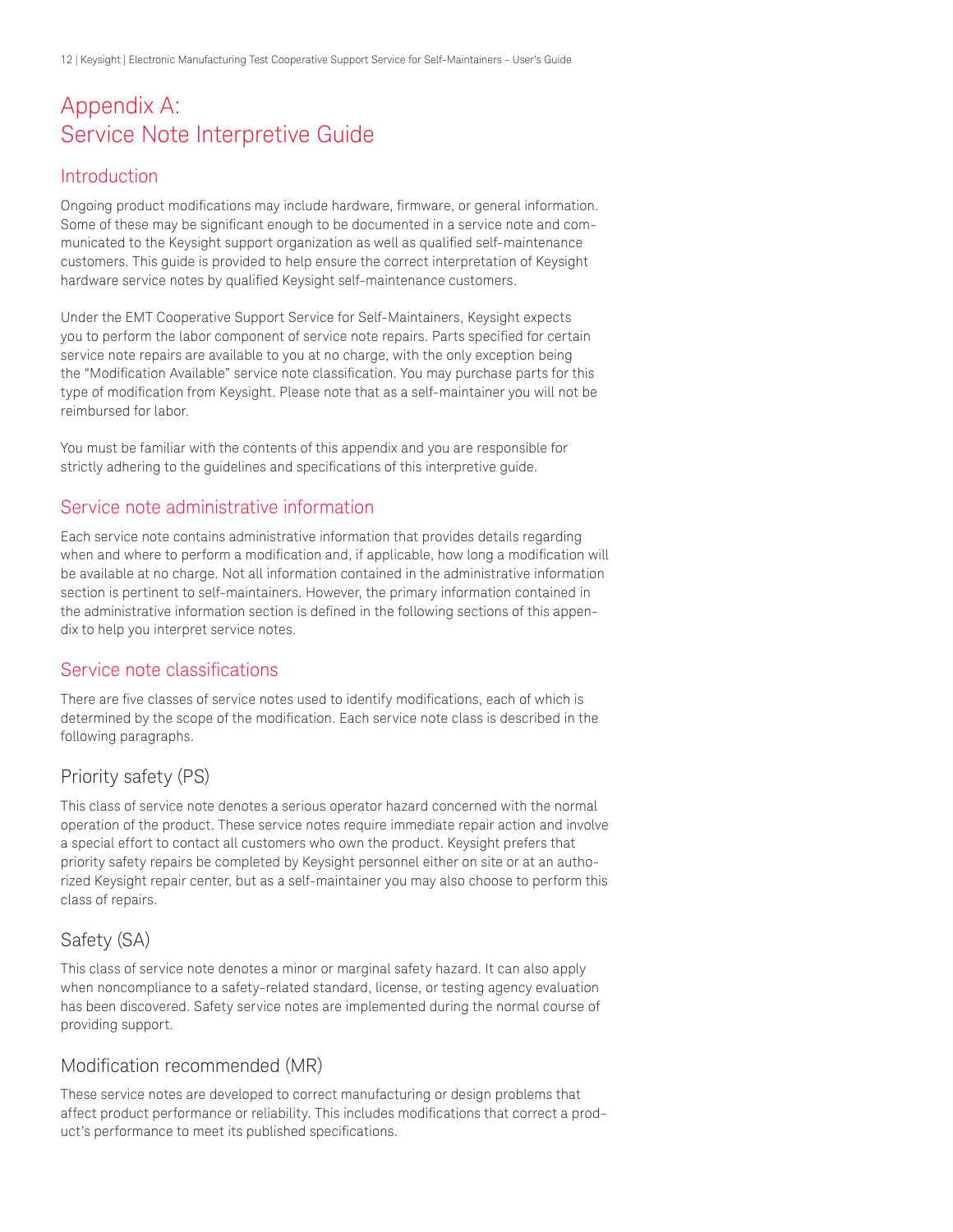# Appendix A: Service Note Interpretive Guide

## Introduction

Ongoing product modifications may include hardware, firmware, or general information. Some of these may be significant enough to be documented in a service note and communicated to the Keysight support organization as well as qualified self-maintenance customers. This guide is provided to help ensure the correct interpretation of Keysight hardware service notes by qualified Keysight self-maintenance customers.

Under the EMT Cooperative Support Service for Self-Maintainers, Keysight expects you to perform the labor component of service note repairs. Parts specified for certain service note repairs are available to you at no charge, with the only exception being the "Modification Available" service note classification. You may purchase parts for this type of modification from Keysight. Please note that as a self-maintainer you will not be reimbursed for labor.

You must be familiar with the contents of this appendix and you are responsible for strictly adhering to the guidelines and specifications of this interpretive guide.

## Service note administrative information

Each service note contains administrative information that provides details regarding when and where to perform a modification and, if applicable, how long a modification will be available at no charge. Not all information contained in the administrative information section is pertinent to self-maintainers. However, the primary information contained in the administrative information section is defined in the following sections of this appendix to help you interpret service notes.

## Service note classifications

There are five classes of service notes used to identify modifications, each of which is determined by the scope of the modification. Each service note class is described in the following paragraphs.

### Priority safety (PS)

This class of service note denotes a serious operator hazard concerned with the normal operation of the product. These service notes require immediate repair action and involve a special effort to contact all customers who own the product. Keysight prefers that priority safety repairs be completed by Keysight personnel either on site or at an authorized Keysight repair center, but as a self-maintainer you may also choose to perform this class of repairs.

### Safety (SA)

This class of service note denotes a minor or marginal safety hazard. It can also apply when noncompliance to a safety-related standard, license, or testing agency evaluation has been discovered. Safety service notes are implemented during the normal course of providing support.

### Modification recommended (MR)

These service notes are developed to correct manufacturing or design problems that affect product performance or reliability. This includes modifications that correct a product's performance to meet its published specifications.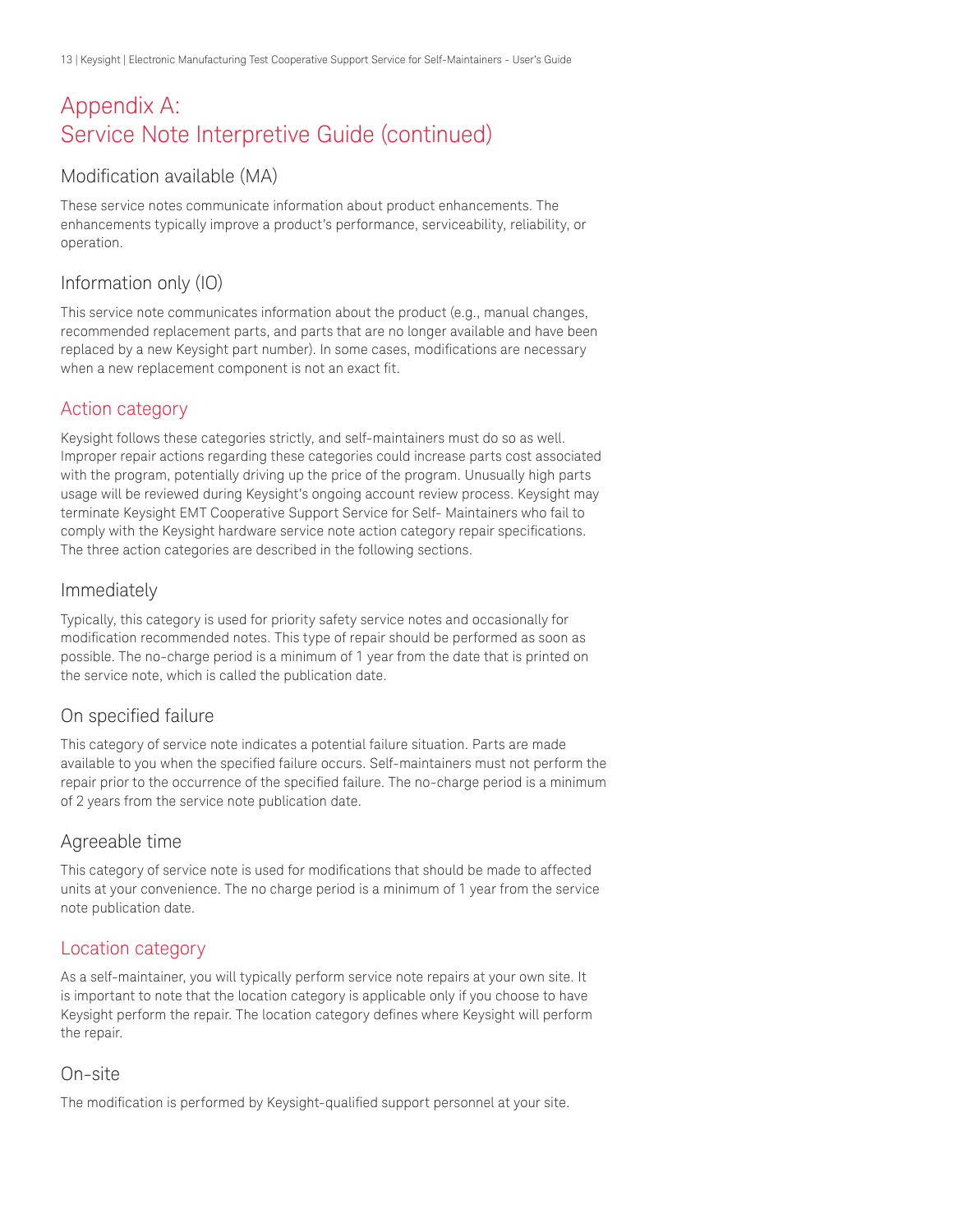# Appendix A:
# Service Note Interpretive Guide (continued)

### Modification available (MA)

These service notes communicate information about product enhancements. The enhancements typically improve a product's performance, serviceability, reliability, or operation.

### Information only (IO)

This service note communicates information about the product (e.g., manual changes, recommended replacement parts, and parts that are no longer available and have been replaced by a new Keysight part number). In some cases, modifications are necessary when a new replacement component is not an exact fit.

## Action category

Keysight follows these categories strictly, and self-maintainers must do so as well. Improper repair actions regarding these categories could increase parts cost associated with the program, potentially driving up the price of the program. Unusually high parts usage will be reviewed during Keysight's ongoing account review process. Keysight may terminate Keysight EMT Cooperative Support Service for Self- Maintainers who fail to comply with the Keysight hardware service note action category repair specifications. The three action categories are described in the following sections.

### Immediately

Typically, this category is used for priority safety service notes and occasionally for modification recommended notes. This type of repair should be performed as soon as possible. The no-charge period is a minimum of 1 year from the date that is printed on the service note, which is called the publication date.

### On specified failure

This category of service note indicates a potential failure situation. Parts are made available to you when the specified failure occurs. Self-maintainers must not perform the repair prior to the occurrence of the specified failure. The no-charge period is a minimum of 2 years from the service note publication date.

### Agreeable time

This category of service note is used for modifications that should be made to affected units at your convenience. The no charge period is a minimum of 1 year from the service note publication date.

## Location category

As a self-maintainer, you will typically perform service note repairs at your own site. It is important to note that the location category is applicable only if you choose to have Keysight perform the repair. The location category defines where Keysight will perform the repair.

### On-site

The modification is performed by Keysight-qualified support personnel at your site.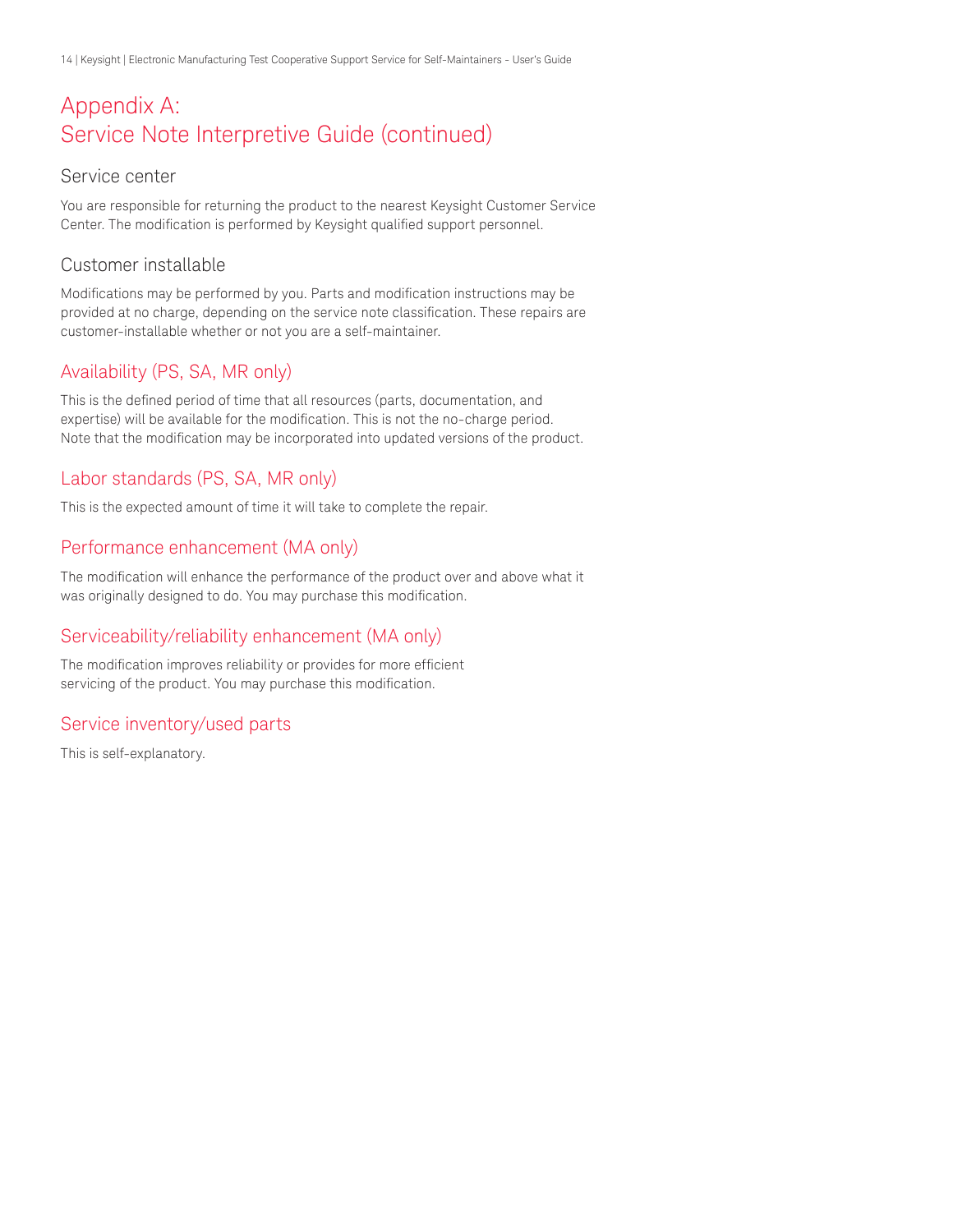# Appendix A:
# Service Note Interpretive Guide (continued)

### Service center

You are responsible for returning the product to the nearest Keysight Customer Service Center. The modification is performed by Keysight qualified support personnel.

### Customer installable

Modifications may be performed by you. Parts and modification instructions may be provided at no charge, depending on the service note classification. These repairs are customer-installable whether or not you are a self-maintainer.

## Availability (PS, SA, MR only)

This is the defined period of time that all resources (parts, documentation, and expertise) will be available for the modification. This is not the no-charge period. Note that the modification may be incorporated into updated versions of the product.

## Labor standards (PS, SA, MR only)

This is the expected amount of time it will take to complete the repair.

## Performance enhancement (MA only)

The modification will enhance the performance of the product over and above what it was originally designed to do. You may purchase this modification.

## Serviceability/reliability enhancement (MA only)

The modification improves reliability or provides for more efficient servicing of the product. You may purchase this modification.

## Service inventory/used parts

This is self-explanatory.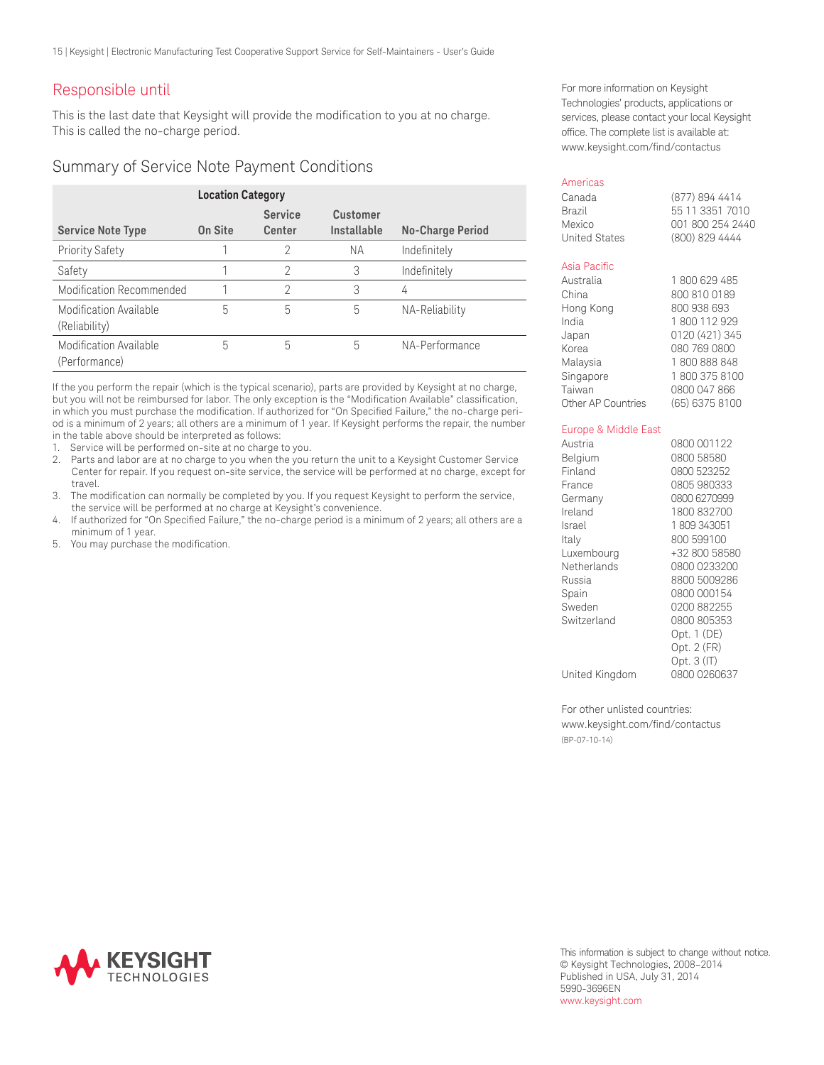## Responsible until

This is the last date that Keysight will provide the modification to you at no charge. This is called the no-charge period.

### Summary of Service Note Payment Conditions

| | Location Category | | | |
|---|---|---|---|---|
| Service Note Type | On Site | Service Center | Customer Installable | No-Charge Period |
| Priority Safety | 1 | 2 | NA | Indefinitely |
| Safety | 1 | 2 | 3 | Indefinitely |
| Modification Recommended | 1 | 2 | 3 | 4 |
| Modification Available (Reliability) | 5 | 5 | 5 | NA-Reliability |
| Modification Available (Performance) | 5 | 5 | 5 | NA-Performance |

If the you perform the repair (which is the typical scenario), parts are provided by Keysight at no charge, but you will not be reimbursed for labor. The only exception is the "Modification Available" classification, in which you must purchase the modification. If authorized for "On Specified Failure," the no-charge period is a minimum of 2 years; all others are a minimum of 1 year. If Keysight performs the repair, the number in the table above should be interpreted as follows:

1. Service will be performed on-site at no charge to you.
2. Parts and labor are at no charge to you when the you return the unit to a Keysight Customer Service Center for repair. If you request on-site service, the service will be performed at no charge, except for travel.
3. The modification can normally be completed by you. If you request Keysight to perform the service, the service will be performed at no charge at Keysight's convenience.
4. If authorized for "On Specified Failure," the no-charge period is a minimum of 2 years; all others are a minimum of 1 year.
5. You may purchase the modification.

For more information on Keysight Technologies' products, applications or services, please contact your local Keysight office. The complete list is available at: www.keysight.com/find/contactus

**Americas**

| | |
|---|---|
| Canada | (877) 894 4414 |
| Brazil | 55 11 3351 7010 |
| Mexico | 001 800 254 2440 |
| United States | (800) 829 4444 |

**Asia Pacific**

| | |
|---|---|
| Australia | 1 800 629 485 |
| China | 800 810 0189 |
| Hong Kong | 800 938 693 |
| India | 1 800 112 929 |
| Japan | 0120 (421) 345 |
| Korea | 080 769 0800 |
| Malaysia | 1 800 888 848 |
| Singapore | 1 800 375 8100 |
| Taiwan | 0800 047 866 |
| Other AP Countries | (65) 6375 8100 |

**Europe & Middle East**

| | |
|---|---|
| Austria | 0800 001122 |
| Belgium | 0800 58580 |
| Finland | 0800 523252 |
| France | 0805 980333 |
| Germany | 0800 6270999 |
| Ireland | 1800 832700 |
| Israel | 1 809 343051 |
| Italy | 800 599100 |
| Luxembourg | +32 800 58580 |
| Netherlands | 0800 0233200 |
| Russia | 8800 5009286 |
| Spain | 0800 000154 |
| Sweden | 0200 882255 |
| Switzerland | 0800 805353<br>Opt. 1 (DE)<br>Opt. 2 (FR)<br>Opt. 3 (IT) |
| United Kingdom | 0800 0260637 |

For other unlisted countries: www.keysight.com/find/contactus
(BP-07-10-14)

This information is subject to change without notice.
© Keysight Technologies, 2008–2014
Published in USA, July 31, 2014
5990-3696EN
www.keysight.com